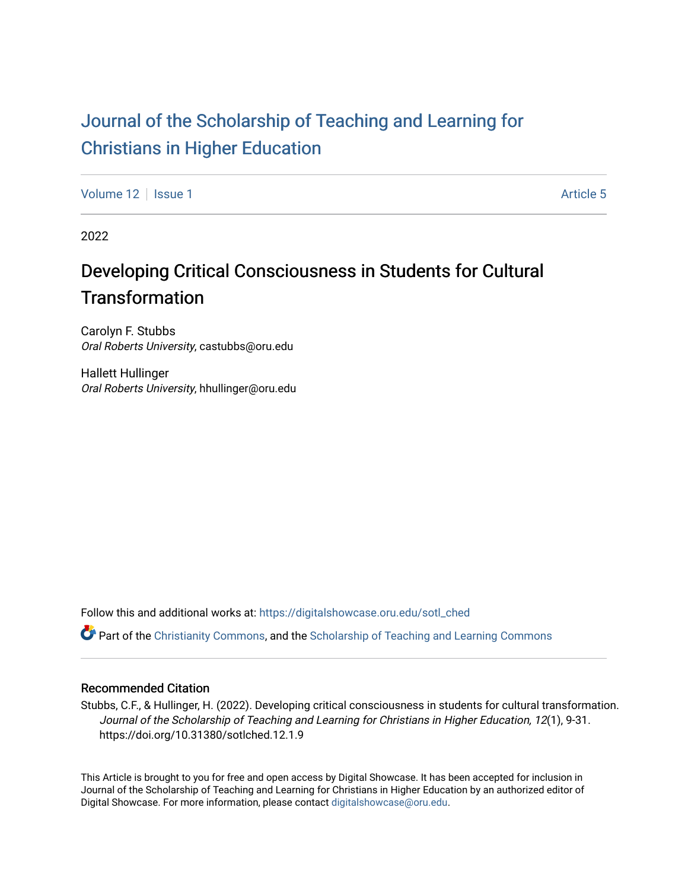Journal of the Scholarship of Teaching and Learning for Christians in Higher Education

Volume 12 | Issue 1 | Article 5

2022

# Developing Critical Consciousness in Students for Cultural Transformation

Carolyn F. Stubbs
*Oral Roberts University*, castubbs@oru.edu

Hallett Hullinger
*Oral Roberts University*, hhullinger@oru.edu

Follow this and additional works at: https://digitalshowcase.oru.edu/sotl_ched

Part of the Christianity Commons, and the Scholarship of Teaching and Learning Commons

## Recommended Citation

Stubbs, C.F., & Hullinger, H. (2022). Developing critical consciousness in students for cultural transformation. *Journal of the Scholarship of Teaching and Learning for Christians in Higher Education, 12*(1), 9-31. https://doi.org/10.31380/sotlched.12.1.9

This Article is brought to you for free and open access by Digital Showcase. It has been accepted for inclusion in Journal of the Scholarship of Teaching and Learning for Christians in Higher Education by an authorized editor of Digital Showcase. For more information, please contact digitalshowcase@oru.edu.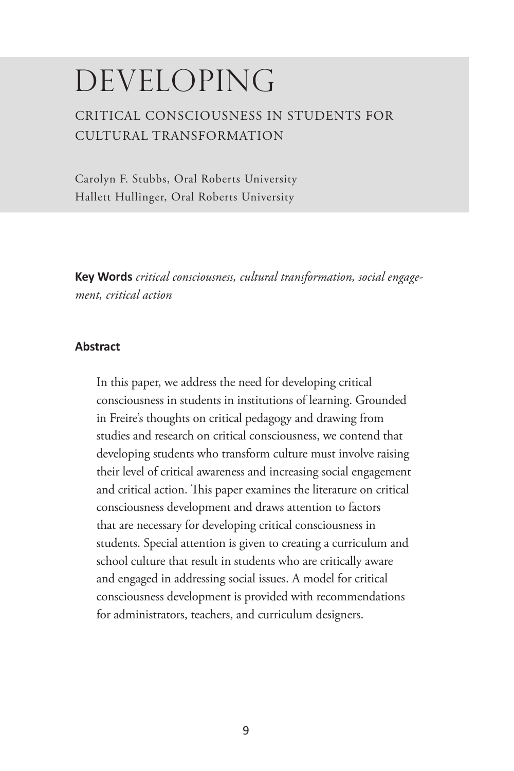# DEVELOPING

## CRITICAL CONSCIOUSNESS IN STUDENTS FOR CULTURAL TRANSFORMATION

Carolyn F. Stubbs, Oral Roberts University
Hallett Hullinger, Oral Roberts University

**Key Words** *critical consciousness, cultural transformation, social engagement, critical action*

### Abstract

In this paper, we address the need for developing critical consciousness in students in institutions of learning. Grounded in Freire's thoughts on critical pedagogy and drawing from studies and research on critical consciousness, we contend that developing students who transform culture must involve raising their level of critical awareness and increasing social engagement and critical action. This paper examines the literature on critical consciousness development and draws attention to factors that are necessary for developing critical consciousness in students. Special attention is given to creating a curriculum and school culture that result in students who are critically aware and engaged in addressing social issues. A model for critical consciousness development is provided with recommendations for administrators, teachers, and curriculum designers.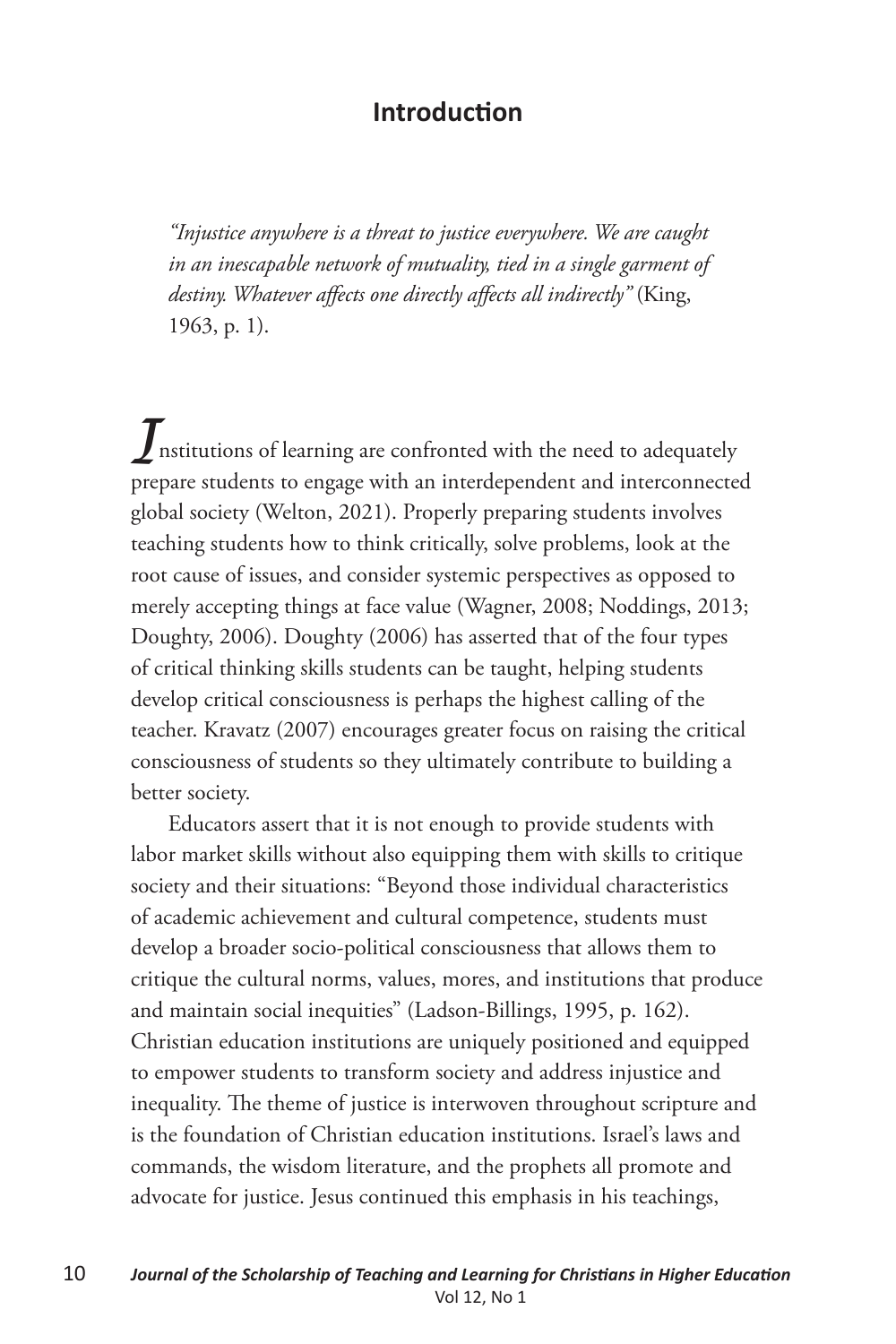## Introduction

> *"Injustice anywhere is a threat to justice everywhere. We are caught in an inescapable network of mutuality, tied in a single garment of destiny. Whatever affects one directly affects all indirectly"* (King, 1963, p. 1).

Institutions of learning are confronted with the need to adequately prepare students to engage with an interdependent and interconnected global society (Welton, 2021). Properly preparing students involves teaching students how to think critically, solve problems, look at the root cause of issues, and consider systemic perspectives as opposed to merely accepting things at face value (Wagner, 2008; Noddings, 2013; Doughty, 2006). Doughty (2006) has asserted that of the four types of critical thinking skills students can be taught, helping students develop critical consciousness is perhaps the highest calling of the teacher. Kravatz (2007) encourages greater focus on raising the critical consciousness of students so they ultimately contribute to building a better society.

Educators assert that it is not enough to provide students with labor market skills without also equipping them with skills to critique society and their situations: "Beyond those individual characteristics of academic achievement and cultural competence, students must develop a broader socio-political consciousness that allows them to critique the cultural norms, values, mores, and institutions that produce and maintain social inequities" (Ladson-Billings, 1995, p. 162). Christian education institutions are uniquely positioned and equipped to empower students to transform society and address injustice and inequality. The theme of justice is interwoven throughout scripture and is the foundation of Christian education institutions. Israel's laws and commands, the wisdom literature, and the prophets all promote and advocate for justice. Jesus continued this emphasis in his teachings,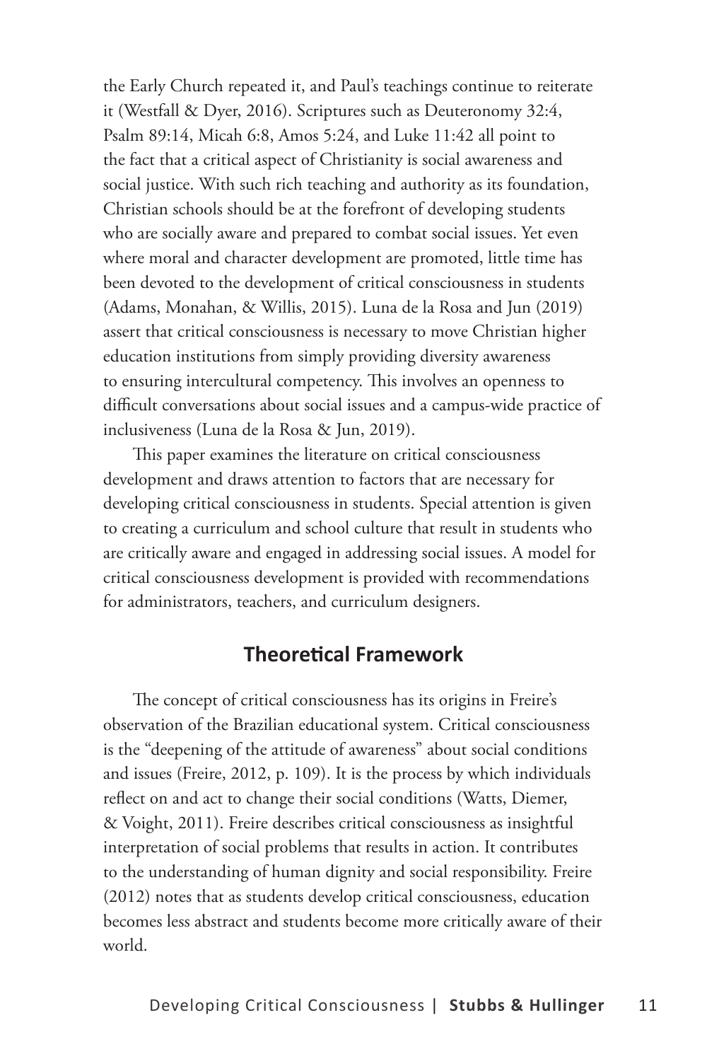the Early Church repeated it, and Paul's teachings continue to reiterate it (Westfall & Dyer, 2016). Scriptures such as Deuteronomy 32:4, Psalm 89:14, Micah 6:8, Amos 5:24, and Luke 11:42 all point to the fact that a critical aspect of Christianity is social awareness and social justice. With such rich teaching and authority as its foundation, Christian schools should be at the forefront of developing students who are socially aware and prepared to combat social issues. Yet even where moral and character development are promoted, little time has been devoted to the development of critical consciousness in students (Adams, Monahan, & Willis, 2015). Luna de la Rosa and Jun (2019) assert that critical consciousness is necessary to move Christian higher education institutions from simply providing diversity awareness to ensuring intercultural competency. This involves an openness to difficult conversations about social issues and a campus-wide practice of inclusiveness (Luna de la Rosa & Jun, 2019).

This paper examines the literature on critical consciousness development and draws attention to factors that are necessary for developing critical consciousness in students. Special attention is given to creating a curriculum and school culture that result in students who are critically aware and engaged in addressing social issues. A model for critical consciousness development is provided with recommendations for administrators, teachers, and curriculum designers.

## Theoretical Framework

The concept of critical consciousness has its origins in Freire's observation of the Brazilian educational system. Critical consciousness is the "deepening of the attitude of awareness" about social conditions and issues (Freire, 2012, p. 109). It is the process by which individuals reflect on and act to change their social conditions (Watts, Diemer, & Voight, 2011). Freire describes critical consciousness as insightful interpretation of social problems that results in action. It contributes to the understanding of human dignity and social responsibility. Freire (2012) notes that as students develop critical consciousness, education becomes less abstract and students become more critically aware of their world.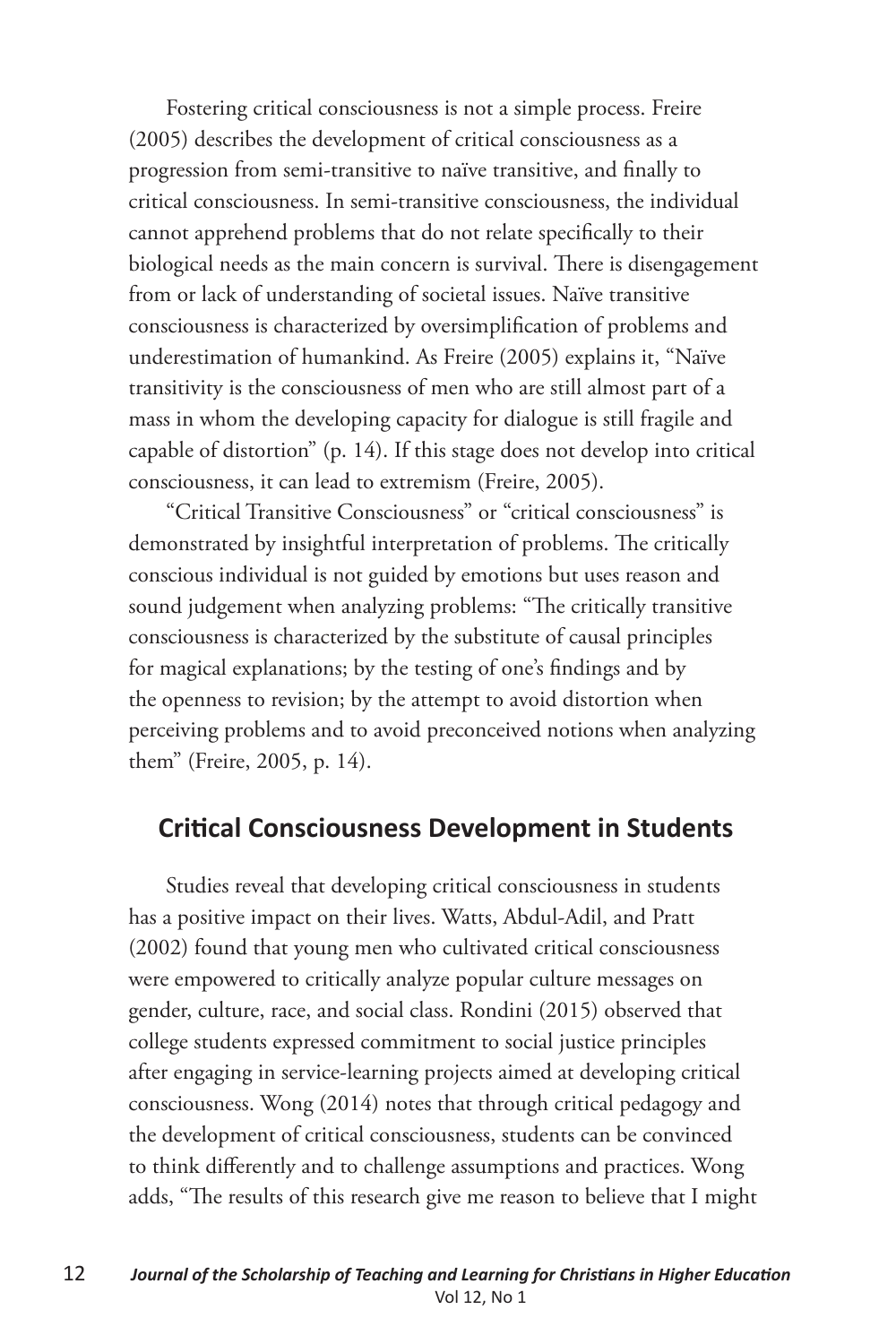Fostering critical consciousness is not a simple process. Freire (2005) describes the development of critical consciousness as a progression from semi-transitive to naïve transitive, and finally to critical consciousness. In semi-transitive consciousness, the individual cannot apprehend problems that do not relate specifically to their biological needs as the main concern is survival. There is disengagement from or lack of understanding of societal issues. Naïve transitive consciousness is characterized by oversimplification of problems and underestimation of humankind. As Freire (2005) explains it, "Naïve transitivity is the consciousness of men who are still almost part of a mass in whom the developing capacity for dialogue is still fragile and capable of distortion" (p. 14). If this stage does not develop into critical consciousness, it can lead to extremism (Freire, 2005).

"Critical Transitive Consciousness" or "critical consciousness" is demonstrated by insightful interpretation of problems. The critically conscious individual is not guided by emotions but uses reason and sound judgement when analyzing problems: "The critically transitive consciousness is characterized by the substitute of causal principles for magical explanations; by the testing of one's findings and by the openness to revision; by the attempt to avoid distortion when perceiving problems and to avoid preconceived notions when analyzing them" (Freire, 2005, p. 14).

## Critical Consciousness Development in Students

Studies reveal that developing critical consciousness in students has a positive impact on their lives. Watts, Abdul-Adil, and Pratt (2002) found that young men who cultivated critical consciousness were empowered to critically analyze popular culture messages on gender, culture, race, and social class. Rondini (2015) observed that college students expressed commitment to social justice principles after engaging in service-learning projects aimed at developing critical consciousness. Wong (2014) notes that through critical pedagogy and the development of critical consciousness, students can be convinced to think differently and to challenge assumptions and practices. Wong adds, "The results of this research give me reason to believe that I might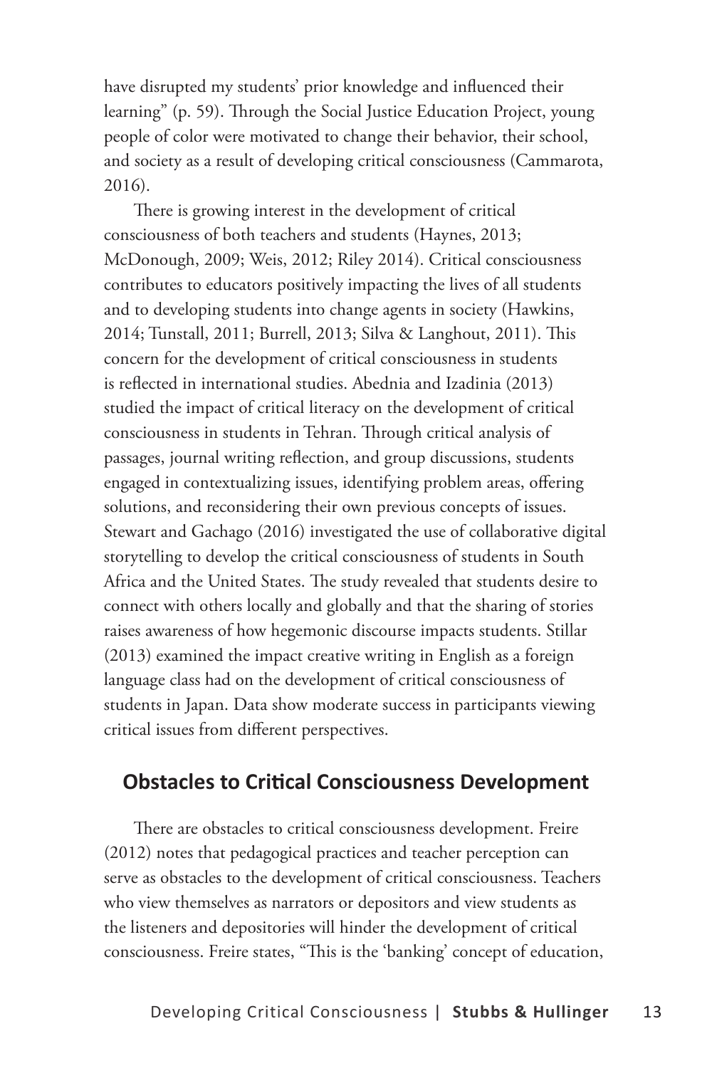have disrupted my students' prior knowledge and influenced their learning" (p. 59). Through the Social Justice Education Project, young people of color were motivated to change their behavior, their school, and society as a result of developing critical consciousness (Cammarota, 2016).

There is growing interest in the development of critical consciousness of both teachers and students (Haynes, 2013; McDonough, 2009; Weis, 2012; Riley 2014). Critical consciousness contributes to educators positively impacting the lives of all students and to developing students into change agents in society (Hawkins, 2014; Tunstall, 2011; Burrell, 2013; Silva & Langhout, 2011). This concern for the development of critical consciousness in students is reflected in international studies. Abednia and Izadinia (2013) studied the impact of critical literacy on the development of critical consciousness in students in Tehran. Through critical analysis of passages, journal writing reflection, and group discussions, students engaged in contextualizing issues, identifying problem areas, offering solutions, and reconsidering their own previous concepts of issues. Stewart and Gachago (2016) investigated the use of collaborative digital storytelling to develop the critical consciousness of students in South Africa and the United States. The study revealed that students desire to connect with others locally and globally and that the sharing of stories raises awareness of how hegemonic discourse impacts students. Stillar (2013) examined the impact creative writing in English as a foreign language class had on the development of critical consciousness of students in Japan. Data show moderate success in participants viewing critical issues from different perspectives.

## Obstacles to Critical Consciousness Development

There are obstacles to critical consciousness development. Freire (2012) notes that pedagogical practices and teacher perception can serve as obstacles to the development of critical consciousness. Teachers who view themselves as narrators or depositors and view students as the listeners and depositories will hinder the development of critical consciousness. Freire states, "This is the 'banking' concept of education,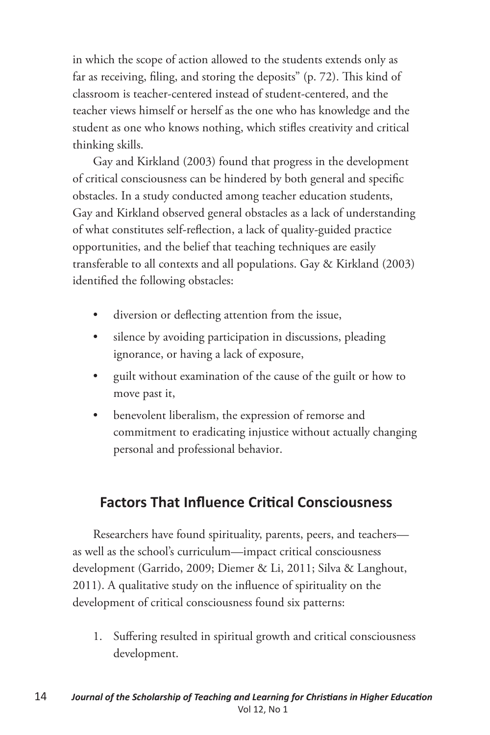in which the scope of action allowed to the students extends only as far as receiving, filing, and storing the deposits" (p. 72). This kind of classroom is teacher-centered instead of student-centered, and the teacher views himself or herself as the one who has knowledge and the student as one who knows nothing, which stifles creativity and critical thinking skills.

Gay and Kirkland (2003) found that progress in the development of critical consciousness can be hindered by both general and specific obstacles. In a study conducted among teacher education students, Gay and Kirkland observed general obstacles as a lack of understanding of what constitutes self-reflection, a lack of quality-guided practice opportunities, and the belief that teaching techniques are easily transferable to all contexts and all populations. Gay & Kirkland (2003) identified the following obstacles:

- diversion or deflecting attention from the issue,
- silence by avoiding participation in discussions, pleading ignorance, or having a lack of exposure,
- guilt without examination of the cause of the guilt or how to move past it,
- benevolent liberalism, the expression of remorse and commitment to eradicating injustice without actually changing personal and professional behavior.

## Factors That Influence Critical Consciousness

Researchers have found spirituality, parents, peers, and teachers—as well as the school's curriculum—impact critical consciousness development (Garrido, 2009; Diemer & Li, 2011; Silva & Langhout, 2011). A qualitative study on the influence of spirituality on the development of critical consciousness found six patterns:

1. Suffering resulted in spiritual growth and critical consciousness development.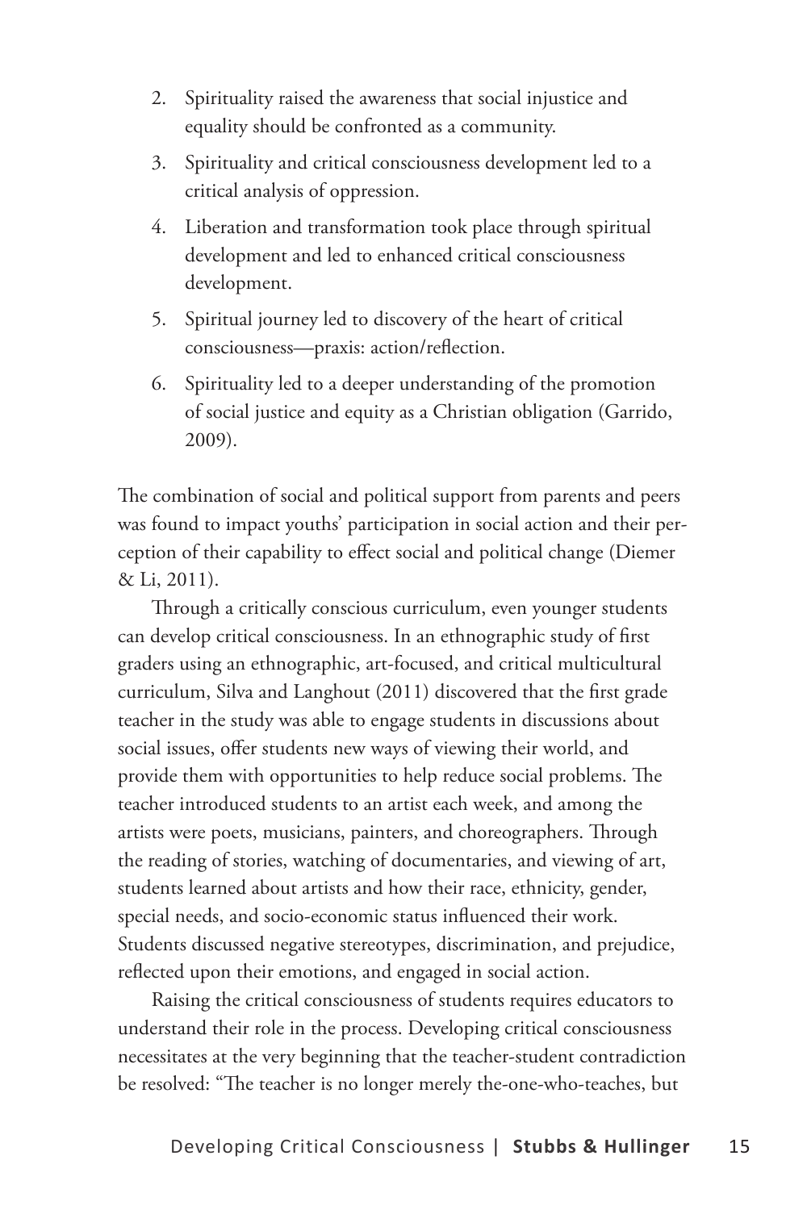2. Spirituality raised the awareness that social injustice and equality should be confronted as a community.
3. Spirituality and critical consciousness development led to a critical analysis of oppression.
4. Liberation and transformation took place through spiritual development and led to enhanced critical consciousness development.
5. Spiritual journey led to discovery of the heart of critical consciousness—praxis: action/reflection.
6. Spirituality led to a deeper understanding of the promotion of social justice and equity as a Christian obligation (Garrido, 2009).

The combination of social and political support from parents and peers was found to impact youths' participation in social action and their perception of their capability to effect social and political change (Diemer & Li, 2011).

Through a critically conscious curriculum, even younger students can develop critical consciousness. In an ethnographic study of first graders using an ethnographic, art-focused, and critical multicultural curriculum, Silva and Langhout (2011) discovered that the first grade teacher in the study was able to engage students in discussions about social issues, offer students new ways of viewing their world, and provide them with opportunities to help reduce social problems. The teacher introduced students to an artist each week, and among the artists were poets, musicians, painters, and choreographers. Through the reading of stories, watching of documentaries, and viewing of art, students learned about artists and how their race, ethnicity, gender, special needs, and socio-economic status influenced their work. Students discussed negative stereotypes, discrimination, and prejudice, reflected upon their emotions, and engaged in social action.

Raising the critical consciousness of students requires educators to understand their role in the process. Developing critical consciousness necessitates at the very beginning that the teacher-student contradiction be resolved: "The teacher is no longer merely the-one-who-teaches, but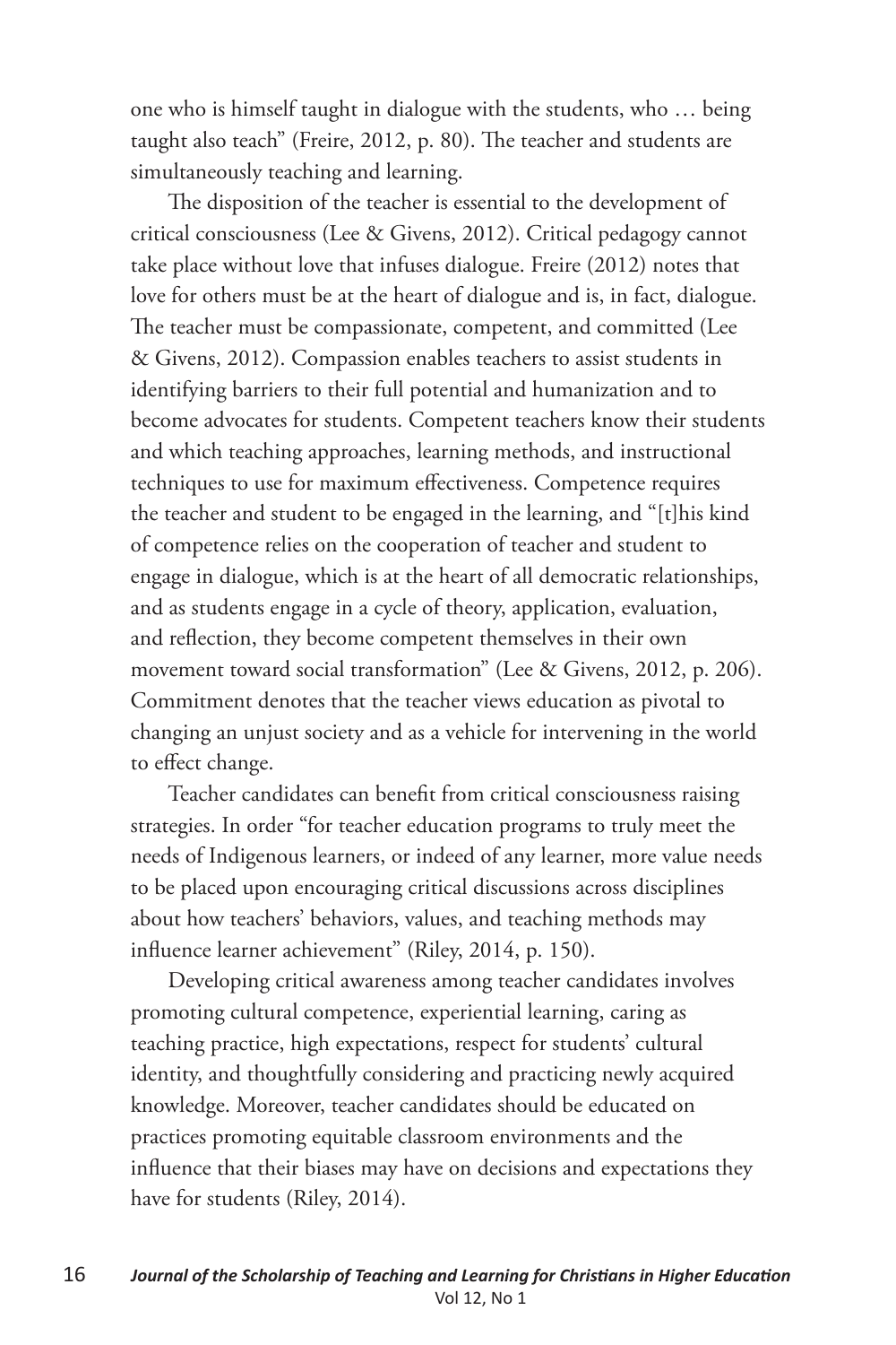one who is himself taught in dialogue with the students, who … being taught also teach" (Freire, 2012, p. 80). The teacher and students are simultaneously teaching and learning.

The disposition of the teacher is essential to the development of critical consciousness (Lee & Givens, 2012). Critical pedagogy cannot take place without love that infuses dialogue. Freire (2012) notes that love for others must be at the heart of dialogue and is, in fact, dialogue. The teacher must be compassionate, competent, and committed (Lee & Givens, 2012). Compassion enables teachers to assist students in identifying barriers to their full potential and humanization and to become advocates for students. Competent teachers know their students and which teaching approaches, learning methods, and instructional techniques to use for maximum effectiveness. Competence requires the teacher and student to be engaged in the learning, and "[t]his kind of competence relies on the cooperation of teacher and student to engage in dialogue, which is at the heart of all democratic relationships, and as students engage in a cycle of theory, application, evaluation, and reflection, they become competent themselves in their own movement toward social transformation" (Lee & Givens, 2012, p. 206). Commitment denotes that the teacher views education as pivotal to changing an unjust society and as a vehicle for intervening in the world to effect change.

Teacher candidates can benefit from critical consciousness raising strategies. In order "for teacher education programs to truly meet the needs of Indigenous learners, or indeed of any learner, more value needs to be placed upon encouraging critical discussions across disciplines about how teachers' behaviors, values, and teaching methods may influence learner achievement" (Riley, 2014, p. 150).

Developing critical awareness among teacher candidates involves promoting cultural competence, experiential learning, caring as teaching practice, high expectations, respect for students' cultural identity, and thoughtfully considering and practicing newly acquired knowledge. Moreover, teacher candidates should be educated on practices promoting equitable classroom environments and the influence that their biases may have on decisions and expectations they have for students (Riley, 2014).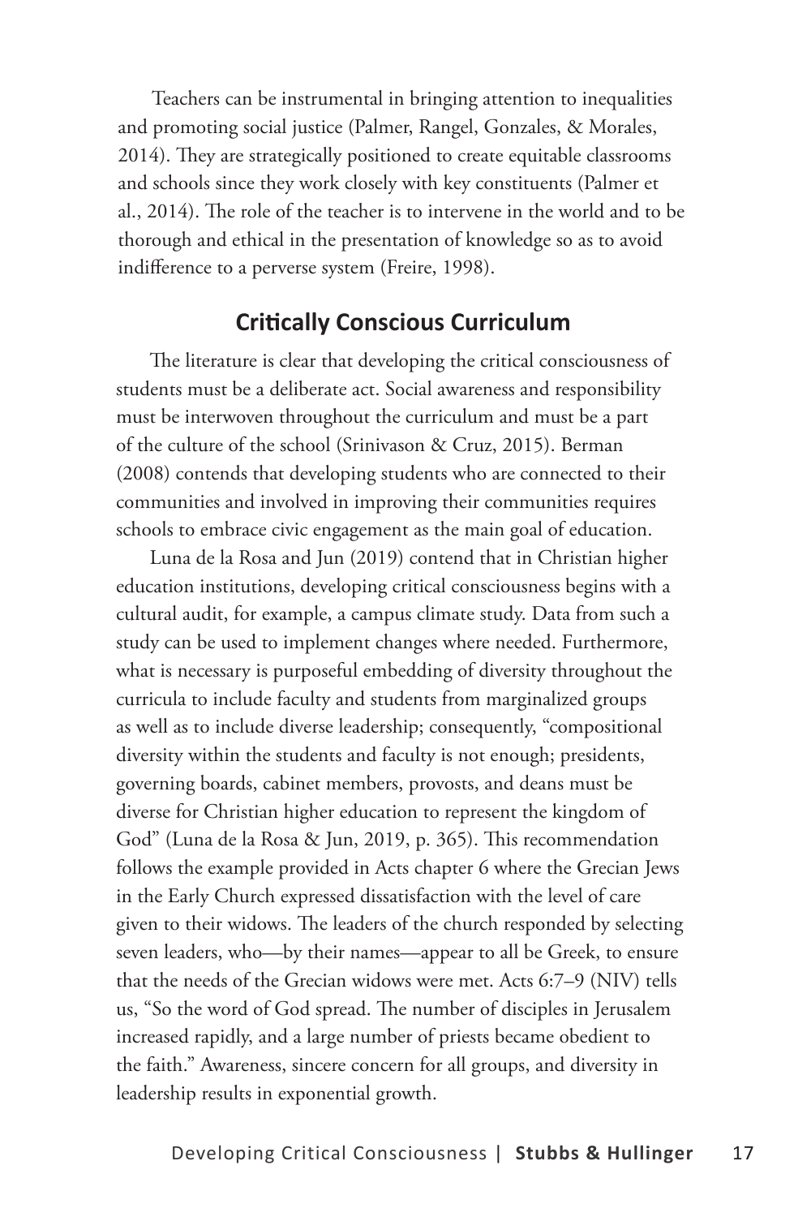Teachers can be instrumental in bringing attention to inequalities and promoting social justice (Palmer, Rangel, Gonzales, & Morales, 2014). They are strategically positioned to create equitable classrooms and schools since they work closely with key constituents (Palmer et al., 2014). The role of the teacher is to intervene in the world and to be thorough and ethical in the presentation of knowledge so as to avoid indifference to a perverse system (Freire, 1998).

## Critically Conscious Curriculum

The literature is clear that developing the critical consciousness of students must be a deliberate act. Social awareness and responsibility must be interwoven throughout the curriculum and must be a part of the culture of the school (Srinivason & Cruz, 2015). Berman (2008) contends that developing students who are connected to their communities and involved in improving their communities requires schools to embrace civic engagement as the main goal of education.

Luna de la Rosa and Jun (2019) contend that in Christian higher education institutions, developing critical consciousness begins with a cultural audit, for example, a campus climate study. Data from such a study can be used to implement changes where needed. Furthermore, what is necessary is purposeful embedding of diversity throughout the curricula to include faculty and students from marginalized groups as well as to include diverse leadership; consequently, "compositional diversity within the students and faculty is not enough; presidents, governing boards, cabinet members, provosts, and deans must be diverse for Christian higher education to represent the kingdom of God" (Luna de la Rosa & Jun, 2019, p. 365). This recommendation follows the example provided in Acts chapter 6 where the Grecian Jews in the Early Church expressed dissatisfaction with the level of care given to their widows. The leaders of the church responded by selecting seven leaders, who—by their names—appear to all be Greek, to ensure that the needs of the Grecian widows were met. Acts 6:7–9 (NIV) tells us, "So the word of God spread. The number of disciples in Jerusalem increased rapidly, and a large number of priests became obedient to the faith." Awareness, sincere concern for all groups, and diversity in leadership results in exponential growth.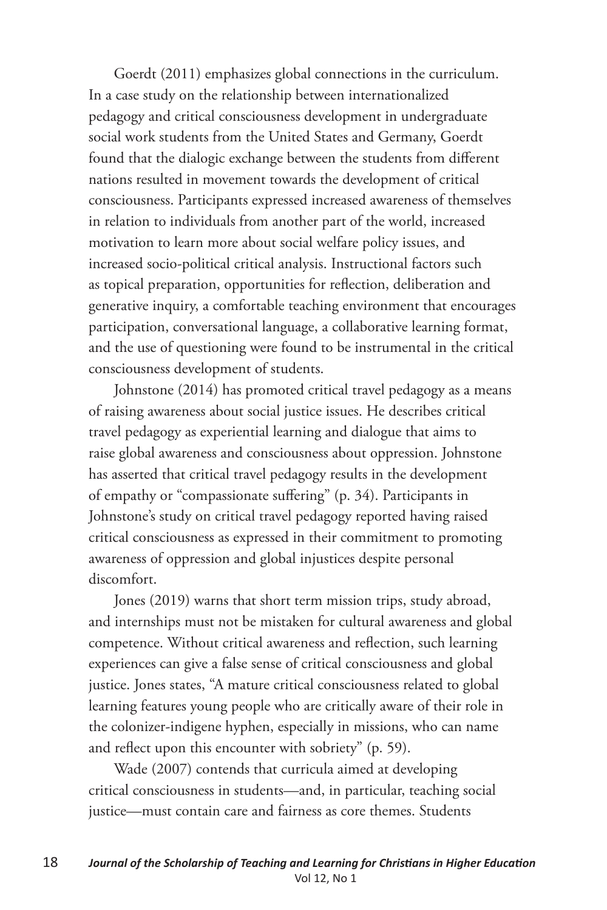Goerdt (2011) emphasizes global connections in the curriculum. In a case study on the relationship between internationalized pedagogy and critical consciousness development in undergraduate social work students from the United States and Germany, Goerdt found that the dialogic exchange between the students from different nations resulted in movement towards the development of critical consciousness. Participants expressed increased awareness of themselves in relation to individuals from another part of the world, increased motivation to learn more about social welfare policy issues, and increased socio-political critical analysis. Instructional factors such as topical preparation, opportunities for reflection, deliberation and generative inquiry, a comfortable teaching environment that encourages participation, conversational language, a collaborative learning format, and the use of questioning were found to be instrumental in the critical consciousness development of students.

Johnstone (2014) has promoted critical travel pedagogy as a means of raising awareness about social justice issues. He describes critical travel pedagogy as experiential learning and dialogue that aims to raise global awareness and consciousness about oppression. Johnstone has asserted that critical travel pedagogy results in the development of empathy or "compassionate suffering" (p. 34). Participants in Johnstone's study on critical travel pedagogy reported having raised critical consciousness as expressed in their commitment to promoting awareness of oppression and global injustices despite personal discomfort.

Jones (2019) warns that short term mission trips, study abroad, and internships must not be mistaken for cultural awareness and global competence. Without critical awareness and reflection, such learning experiences can give a false sense of critical consciousness and global justice. Jones states, "A mature critical consciousness related to global learning features young people who are critically aware of their role in the colonizer-indigene hyphen, especially in missions, who can name and reflect upon this encounter with sobriety" (p. 59).

Wade (2007) contends that curricula aimed at developing critical consciousness in students—and, in particular, teaching social justice—must contain care and fairness as core themes. Students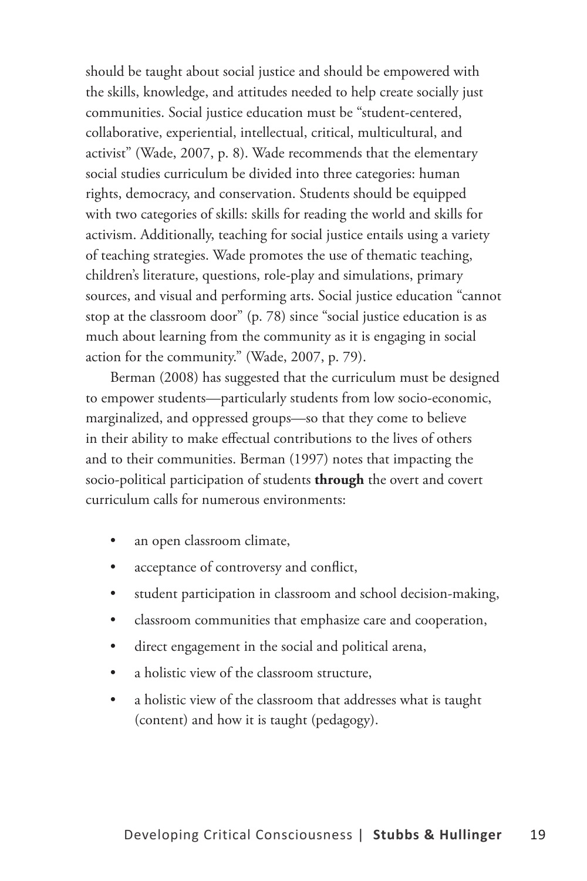should be taught about social justice and should be empowered with the skills, knowledge, and attitudes needed to help create socially just communities. Social justice education must be "student-centered, collaborative, experiential, intellectual, critical, multicultural, and activist" (Wade, 2007, p. 8). Wade recommends that the elementary social studies curriculum be divided into three categories: human rights, democracy, and conservation. Students should be equipped with two categories of skills: skills for reading the world and skills for activism. Additionally, teaching for social justice entails using a variety of teaching strategies. Wade promotes the use of thematic teaching, children's literature, questions, role-play and simulations, primary sources, and visual and performing arts. Social justice education "cannot stop at the classroom door" (p. 78) since "social justice education is as much about learning from the community as it is engaging in social action for the community." (Wade, 2007, p. 79).

Berman (2008) has suggested that the curriculum must be designed to empower students—particularly students from low socio-economic, marginalized, and oppressed groups—so that they come to believe in their ability to make effectual contributions to the lives of others and to their communities. Berman (1997) notes that impacting the socio-political participation of students **through** the overt and covert curriculum calls for numerous environments:

- an open classroom climate,
- acceptance of controversy and conflict,
- student participation in classroom and school decision-making,
- classroom communities that emphasize care and cooperation,
- direct engagement in the social and political arena,
- a holistic view of the classroom structure,
- a holistic view of the classroom that addresses what is taught (content) and how it is taught (pedagogy).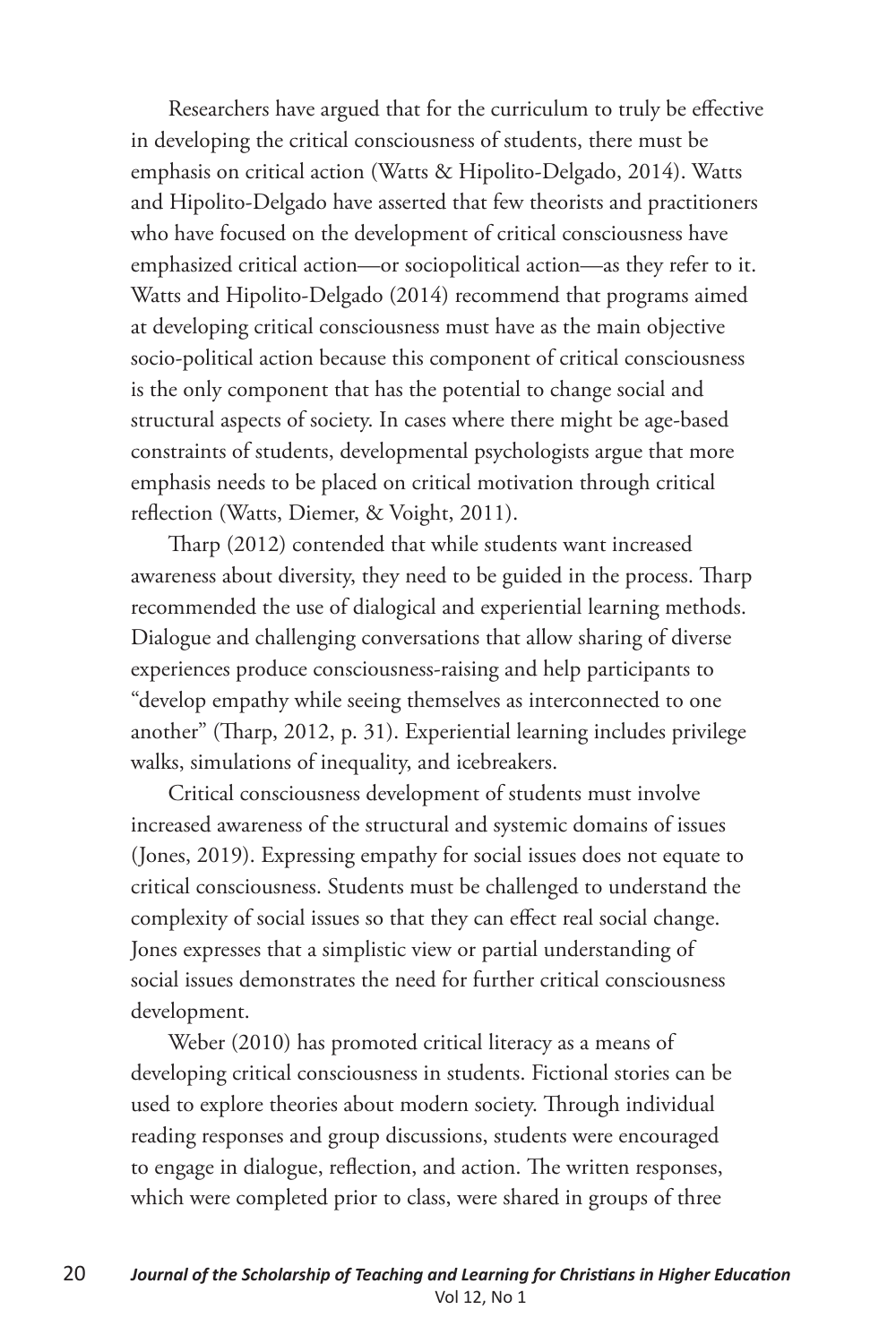Researchers have argued that for the curriculum to truly be effective in developing the critical consciousness of students, there must be emphasis on critical action (Watts & Hipolito-Delgado, 2014). Watts and Hipolito-Delgado have asserted that few theorists and practitioners who have focused on the development of critical consciousness have emphasized critical action—or sociopolitical action—as they refer to it. Watts and Hipolito-Delgado (2014) recommend that programs aimed at developing critical consciousness must have as the main objective socio-political action because this component of critical consciousness is the only component that has the potential to change social and structural aspects of society. In cases where there might be age-based constraints of students, developmental psychologists argue that more emphasis needs to be placed on critical motivation through critical reflection (Watts, Diemer, & Voight, 2011).

Tharp (2012) contended that while students want increased awareness about diversity, they need to be guided in the process. Tharp recommended the use of dialogical and experiential learning methods. Dialogue and challenging conversations that allow sharing of diverse experiences produce consciousness-raising and help participants to "develop empathy while seeing themselves as interconnected to one another" (Tharp, 2012, p. 31). Experiential learning includes privilege walks, simulations of inequality, and icebreakers.

Critical consciousness development of students must involve increased awareness of the structural and systemic domains of issues (Jones, 2019). Expressing empathy for social issues does not equate to critical consciousness. Students must be challenged to understand the complexity of social issues so that they can effect real social change. Jones expresses that a simplistic view or partial understanding of social issues demonstrates the need for further critical consciousness development.

Weber (2010) has promoted critical literacy as a means of developing critical consciousness in students. Fictional stories can be used to explore theories about modern society. Through individual reading responses and group discussions, students were encouraged to engage in dialogue, reflection, and action. The written responses, which were completed prior to class, were shared in groups of three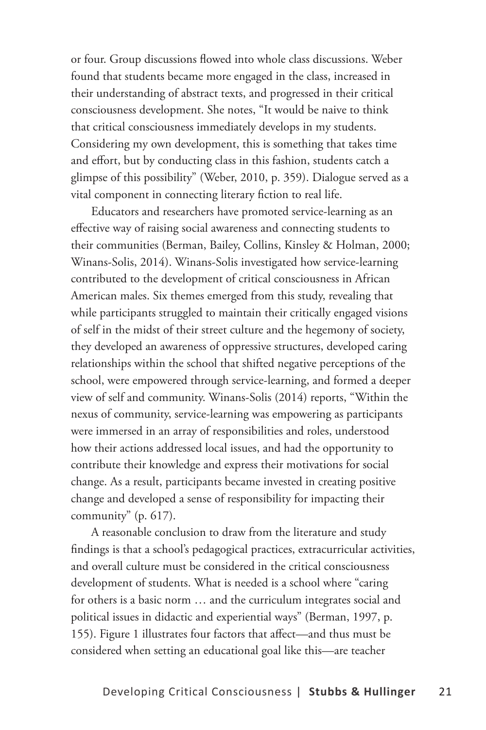or four. Group discussions flowed into whole class discussions. Weber found that students became more engaged in the class, increased in their understanding of abstract texts, and progressed in their critical consciousness development. She notes, "It would be naive to think that critical consciousness immediately develops in my students. Considering my own development, this is something that takes time and effort, but by conducting class in this fashion, students catch a glimpse of this possibility" (Weber, 2010, p. 359). Dialogue served as a vital component in connecting literary fiction to real life.

Educators and researchers have promoted service-learning as an effective way of raising social awareness and connecting students to their communities (Berman, Bailey, Collins, Kinsley & Holman, 2000; Winans-Solis, 2014). Winans-Solis investigated how service-learning contributed to the development of critical consciousness in African American males. Six themes emerged from this study, revealing that while participants struggled to maintain their critically engaged visions of self in the midst of their street culture and the hegemony of society, they developed an awareness of oppressive structures, developed caring relationships within the school that shifted negative perceptions of the school, were empowered through service-learning, and formed a deeper view of self and community. Winans-Solis (2014) reports, "Within the nexus of community, service-learning was empowering as participants were immersed in an array of responsibilities and roles, understood how their actions addressed local issues, and had the opportunity to contribute their knowledge and express their motivations for social change. As a result, participants became invested in creating positive change and developed a sense of responsibility for impacting their community" (p. 617).

A reasonable conclusion to draw from the literature and study findings is that a school's pedagogical practices, extracurricular activities, and overall culture must be considered in the critical consciousness development of students. What is needed is a school where "caring for others is a basic norm … and the curriculum integrates social and political issues in didactic and experiential ways" (Berman, 1997, p. 155). Figure 1 illustrates four factors that affect—and thus must be considered when setting an educational goal like this—are teacher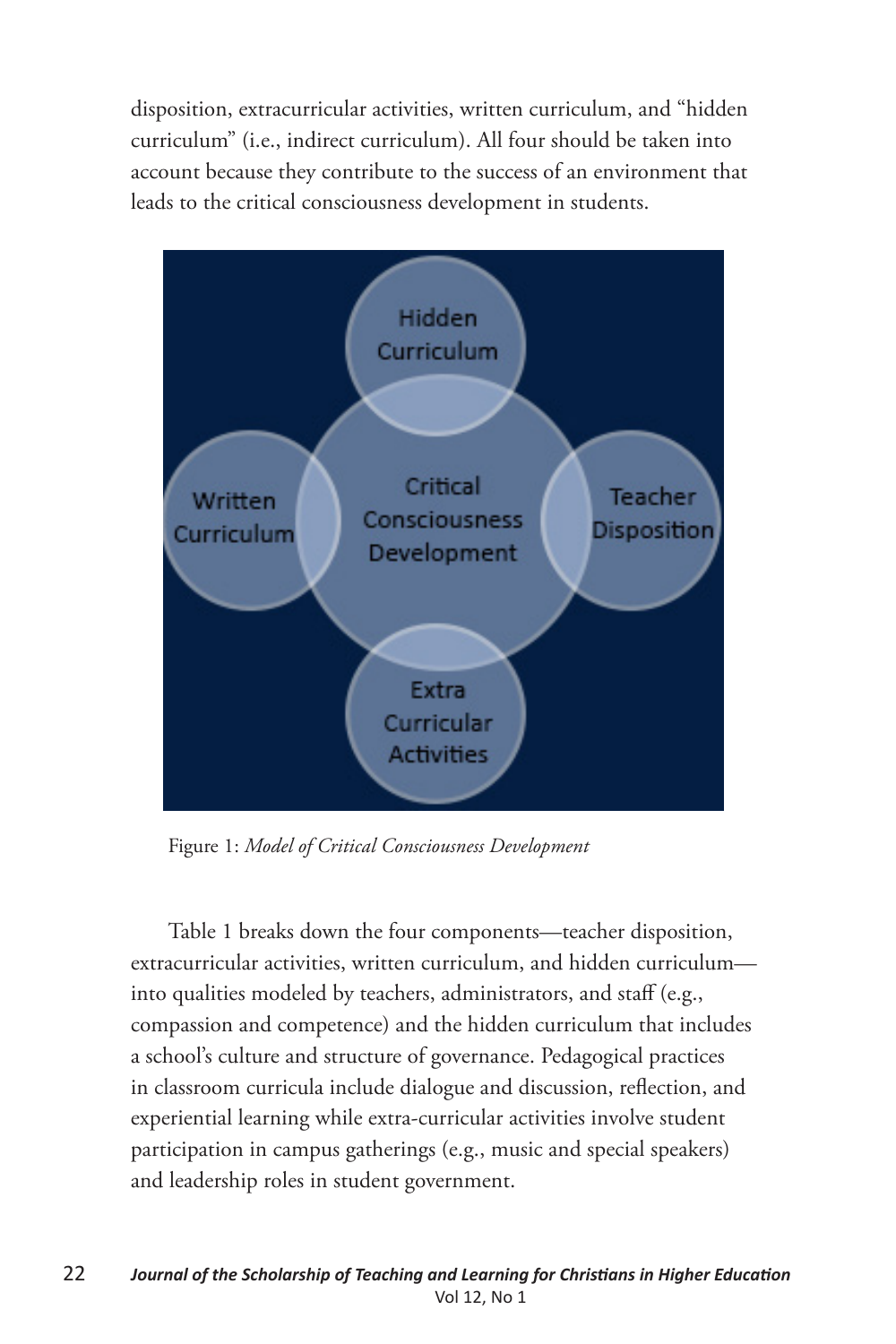disposition, extracurricular activities, written curriculum, and "hidden curriculum" (i.e., indirect curriculum). All four should be taken into account because they contribute to the success of an environment that leads to the critical consciousness development in students.

Hidden Curriculum

Written Curriculum

Critical Consciousness Development

Teacher Disposition

Extra Curricular Activities

Figure 1: *Model of Critical Consciousness Development*

Table 1 breaks down the four components—teacher disposition, extracurricular activities, written curriculum, and hidden curriculum—into qualities modeled by teachers, administrators, and staff (e.g., compassion and competence) and the hidden curriculum that includes a school's culture and structure of governance. Pedagogical practices in classroom curricula include dialogue and discussion, reflection, and experiential learning while extra-curricular activities involve student participation in campus gatherings (e.g., music and special speakers) and leadership roles in student government.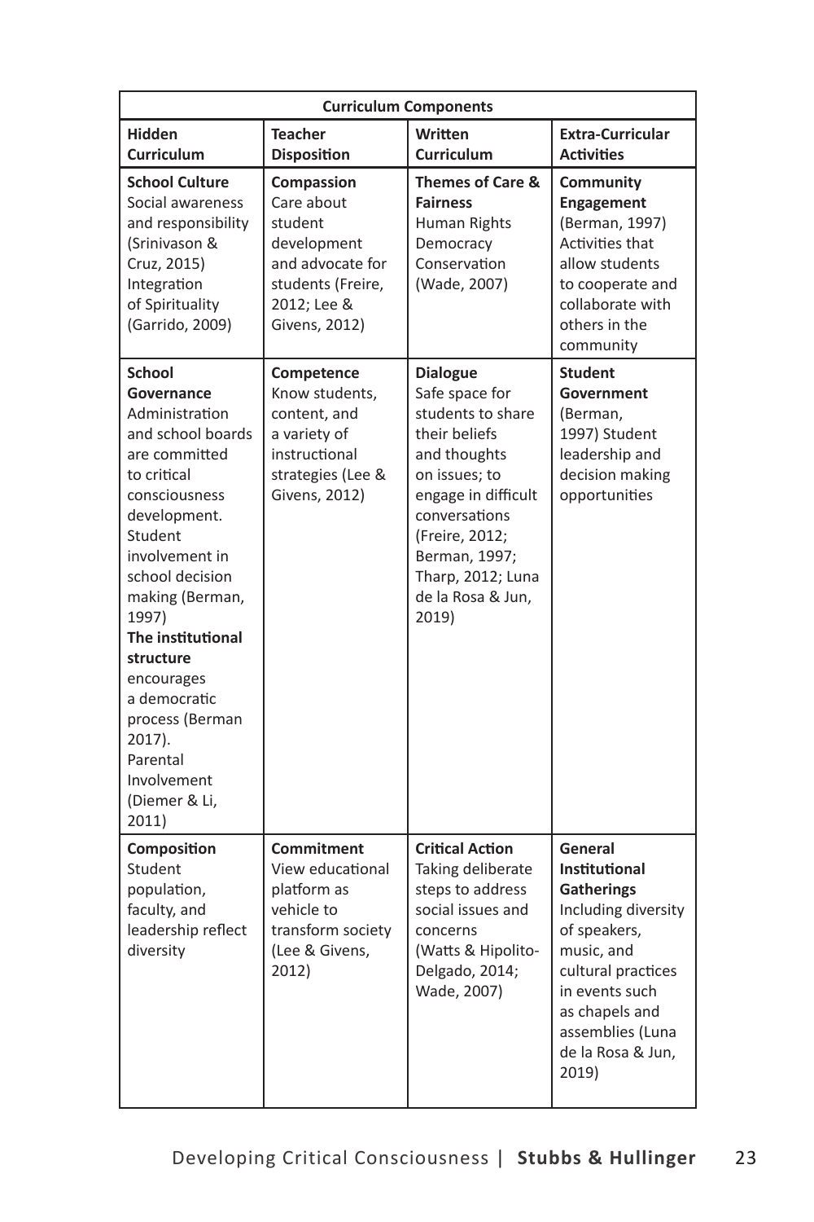| Curriculum Components | | | |
|---|---|---|---|
| **Hidden Curriculum** | **Teacher Disposition** | **Written Curriculum** | **Extra-Curricular Activities** |
| **School Culture** Social awareness and responsibility (Srinivason & Cruz, 2015) Integration of Spirituality (Garrido, 2009) | **Compassion** Care about student development and advocate for students (Freire, 2012; Lee & Givens, 2012) | **Themes of Care & Fairness** Human Rights Democracy Conservation (Wade, 2007) | **Community Engagement** (Berman, 1997) Activities that allow students to cooperate and collaborate with others in the community |
| **School Governance** Administration and school boards are committed to critical consciousness development. Student involvement in school decision making (Berman, 1997) **The institutional structure** encourages a democratic process (Berman 2017). Parental Involvement (Diemer & Li, 2011) | **Competence** Know students, content, and a variety of instructional strategies (Lee & Givens, 2012) | **Dialogue** Safe space for students to share their beliefs and thoughts on issues; to engage in difficult conversations (Freire, 2012; Berman, 1997; Tharp, 2012; Luna de la Rosa & Jun, 2019) | **Student Government** (Berman, 1997) Student leadership and decision making opportunities |
| **Composition** Student population, faculty, and leadership reflect diversity | **Commitment** View educational platform as vehicle to transform society (Lee & Givens, 2012) | **Critical Action** Taking deliberate steps to address social issues and concerns (Watts & Hipolito-Delgado, 2014; Wade, 2007) | **General Institutional Gatherings** Including diversity of speakers, music, and cultural practices in events such as chapels and assemblies (Luna de la Rosa & Jun, 2019) |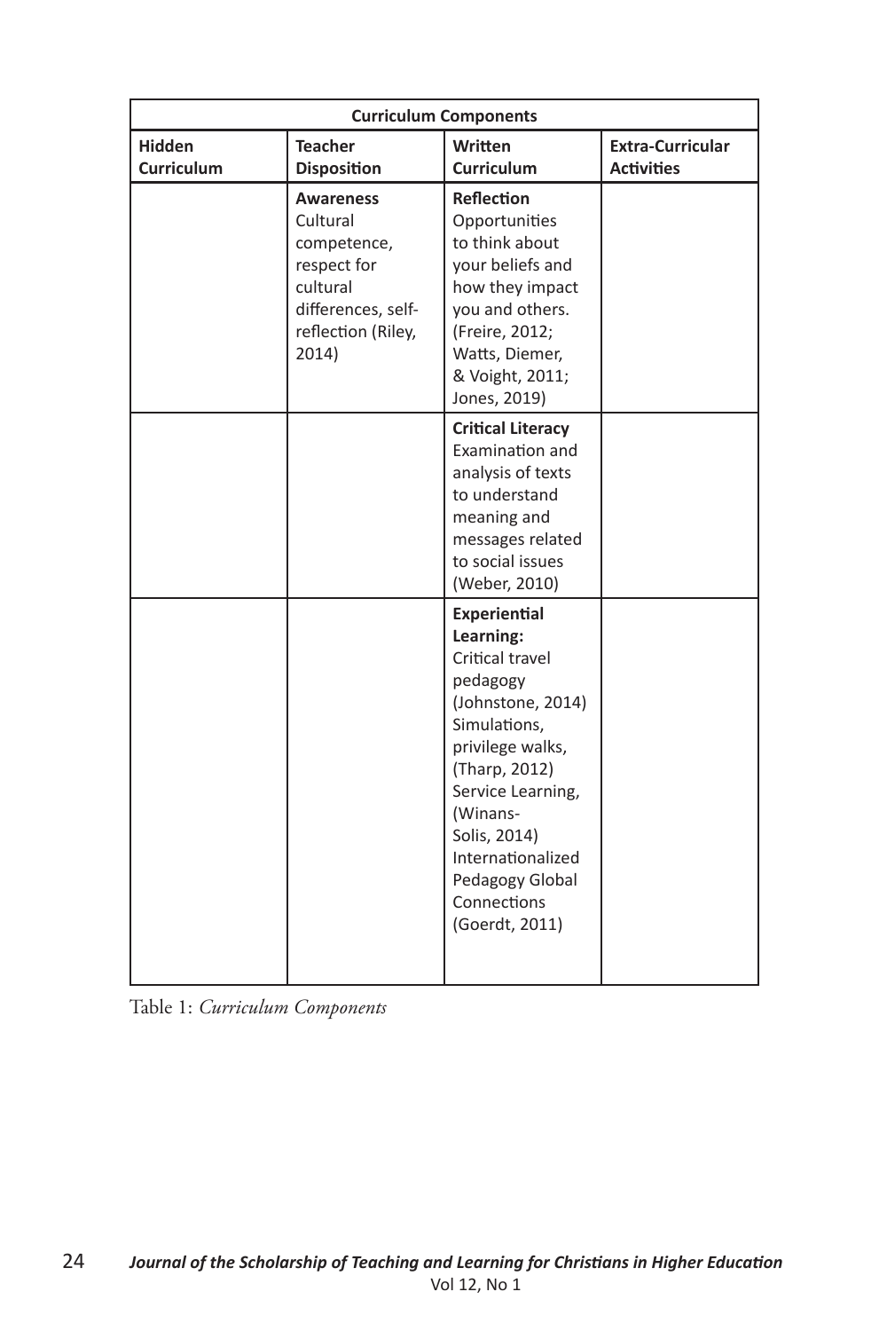| Curriculum Components | | | |
|---|---|---|---|
| **Hidden Curriculum** | **Teacher Disposition** | **Written Curriculum** | **Extra-Curricular Activities** |
| | **Awareness** Cultural competence, respect for cultural differences, self-reflection (Riley, 2014) | **Reflection** Opportunities to think about your beliefs and how they impact you and others. (Freire, 2012; Watts, Diemer, & Voight, 2011; Jones, 2019) | |
| | | **Critical Literacy** Examination and analysis of texts to understand meaning and messages related to social issues (Weber, 2010) | |
| | | **Experiential Learning:** Critical travel pedagogy (Johnstone, 2014) Simulations, privilege walks, (Tharp, 2012) Service Learning, (Winans-Solis, 2014) Internationalized Pedagogy Global Connections (Goerdt, 2011) | |

Table 1: *Curriculum Components*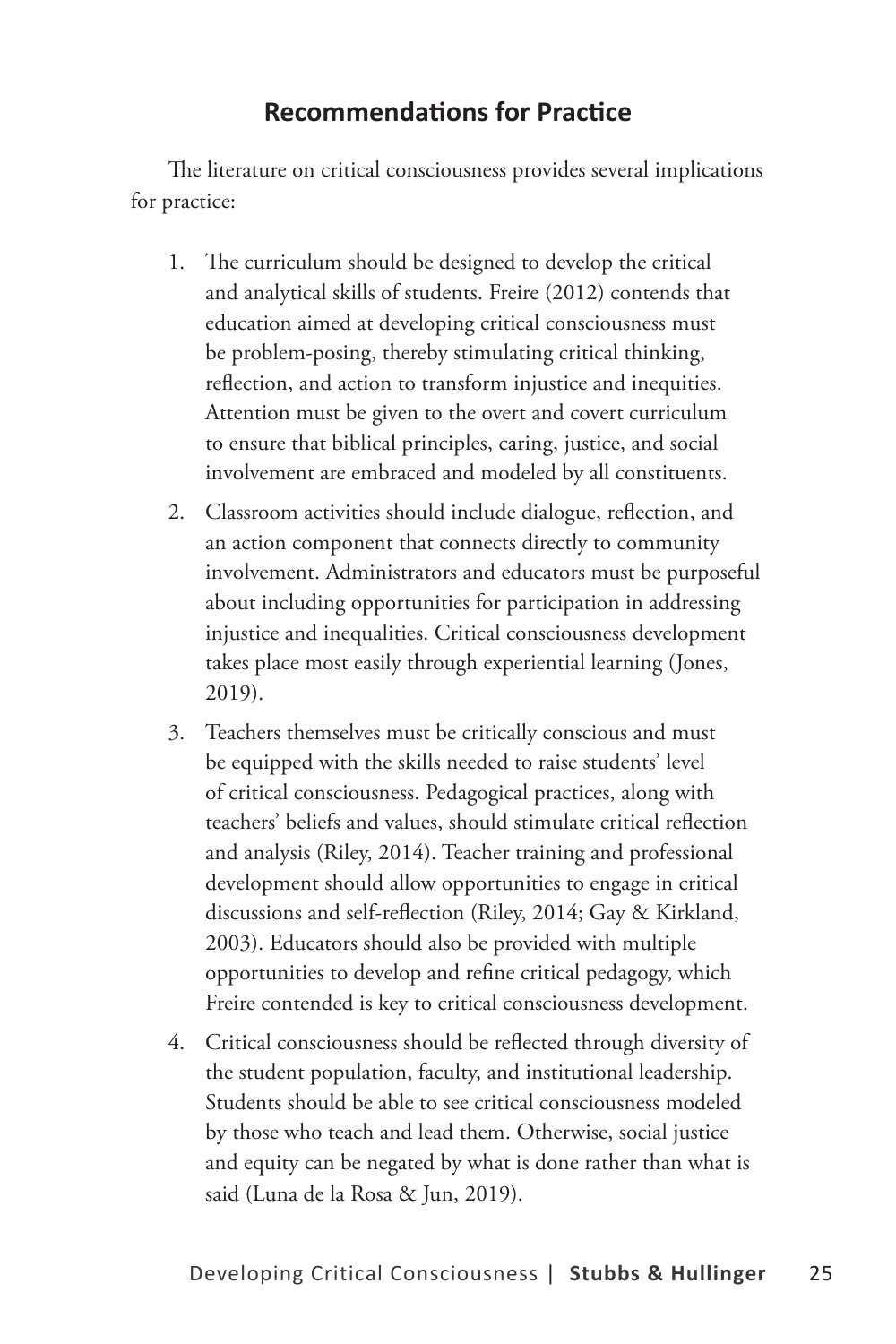## Recommendations for Practice

The literature on critical consciousness provides several implications for practice:

1. The curriculum should be designed to develop the critical and analytical skills of students. Freire (2012) contends that education aimed at developing critical consciousness must be problem-posing, thereby stimulating critical thinking, reflection, and action to transform injustice and inequities. Attention must be given to the overt and covert curriculum to ensure that biblical principles, caring, justice, and social involvement are embraced and modeled by all constituents.
2. Classroom activities should include dialogue, reflection, and an action component that connects directly to community involvement. Administrators and educators must be purposeful about including opportunities for participation in addressing injustice and inequalities. Critical consciousness development takes place most easily through experiential learning (Jones, 2019).
3. Teachers themselves must be critically conscious and must be equipped with the skills needed to raise students' level of critical consciousness. Pedagogical practices, along with teachers' beliefs and values, should stimulate critical reflection and analysis (Riley, 2014). Teacher training and professional development should allow opportunities to engage in critical discussions and self-reflection (Riley, 2014; Gay & Kirkland, 2003). Educators should also be provided with multiple opportunities to develop and refine critical pedagogy, which Freire contended is key to critical consciousness development.
4. Critical consciousness should be reflected through diversity of the student population, faculty, and institutional leadership. Students should be able to see critical consciousness modeled by those who teach and lead them. Otherwise, social justice and equity can be negated by what is done rather than what is said (Luna de la Rosa & Jun, 2019).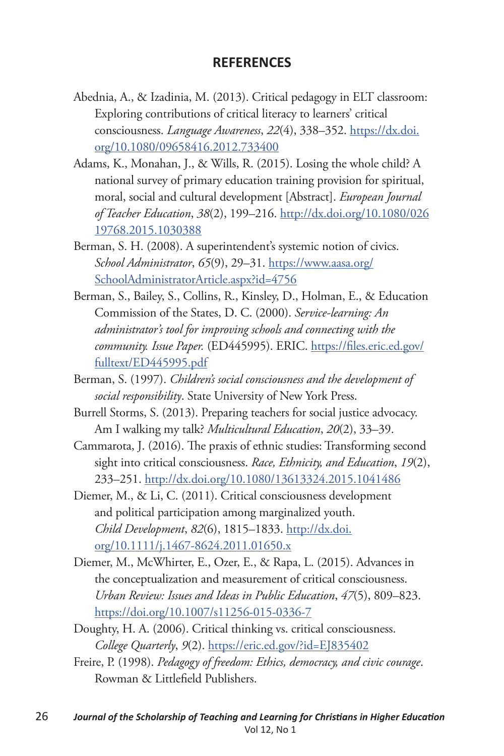## REFERENCES

Abednia, A., & Izadinia, M. (2013). Critical pedagogy in ELT classroom: Exploring contributions of critical literacy to learners' critical consciousness. *Language Awareness*, *22*(4), 338–352. https://dx.doi.org/10.1080/09658416.2012.733400

Adams, K., Monahan, J., & Wills, R. (2015). Losing the whole child? A national survey of primary education training provision for spiritual, moral, social and cultural development [Abstract]. *European Journal of Teacher Education*, *38*(2), 199–216. http://dx.doi.org/10.1080/02619768.2015.1030388

Berman, S. H. (2008). A superintendent's systemic notion of civics. *School Administrator*, *65*(9), 29–31. https://www.aasa.org/SchoolAdministratorArticle.aspx?id=4756

Berman, S., Bailey, S., Collins, R., Kinsley, D., Holman, E., & Education Commission of the States, D. C. (2000). *Service-learning: An administrator's tool for improving schools and connecting with the community. Issue Paper.* (ED445995). ERIC. https://files.eric.ed.gov/fulltext/ED445995.pdf

Berman, S. (1997). *Children's social consciousness and the development of social responsibility*. State University of New York Press.

Burrell Storms, S. (2013). Preparing teachers for social justice advocacy. Am I walking my talk? *Multicultural Education*, *20*(2), 33–39.

Cammarota, J. (2016). The praxis of ethnic studies: Transforming second sight into critical consciousness. *Race, Ethnicity, and Education*, *19*(2), 233–251. http://dx.doi.org/10.1080/13613324.2015.1041486

Diemer, M., & Li, C. (2011). Critical consciousness development and political participation among marginalized youth. *Child Development*, *82*(6), 1815–1833. http://dx.doi.org/10.1111/j.1467-8624.2011.01650.x

Diemer, M., McWhirter, E., Ozer, E., & Rapa, L. (2015). Advances in the conceptualization and measurement of critical consciousness. *Urban Review: Issues and Ideas in Public Education*, *47*(5), 809–823. https://doi.org/10.1007/s11256-015-0336-7

Doughty, H. A. (2006). Critical thinking vs. critical consciousness. *College Quarterly*, *9*(2). https://eric.ed.gov/?id=EJ835402

Freire, P. (1998). *Pedagogy of freedom: Ethics, democracy, and civic courage*. Rowman & Littlefield Publishers.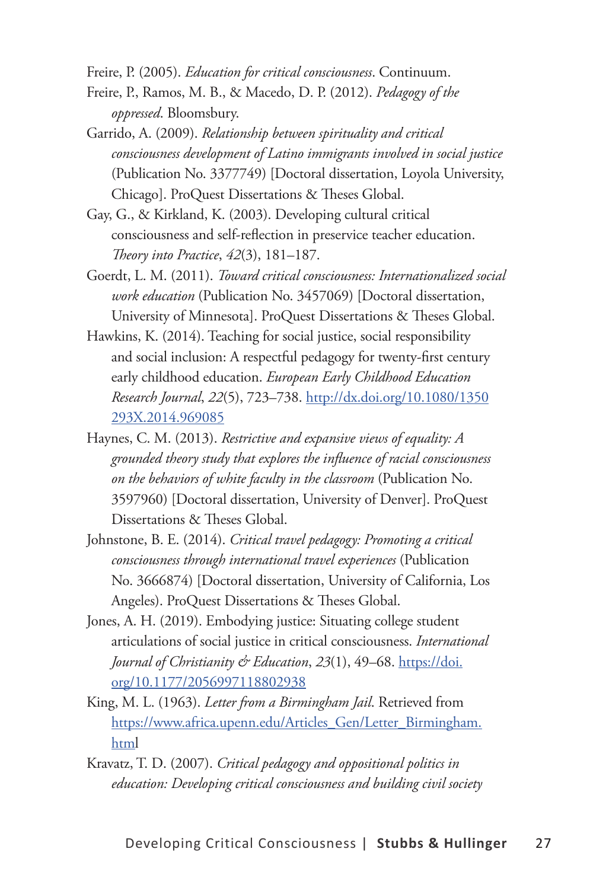Freire, P. (2005). *Education for critical consciousness*. Continuum.

Freire, P., Ramos, M. B., & Macedo, D. P. (2012). *Pedagogy of the oppressed*. Bloomsbury.

Garrido, A. (2009). *Relationship between spirituality and critical consciousness development of Latino immigrants involved in social justice* (Publication No. 3377749) [Doctoral dissertation, Loyola University, Chicago]. ProQuest Dissertations & Theses Global.

Gay, G., & Kirkland, K. (2003). Developing cultural critical consciousness and self-reflection in preservice teacher education. *Theory into Practice*, *42*(3), 181–187.

Goerdt, L. M. (2011). *Toward critical consciousness: Internationalized social work education* (Publication No. 3457069) [Doctoral dissertation, University of Minnesota]. ProQuest Dissertations & Theses Global.

Hawkins, K. (2014). Teaching for social justice, social responsibility and social inclusion: A respectful pedagogy for twenty-first century early childhood education. *European Early Childhood Education Research Journal*, *22*(5), 723–738. http://dx.doi.org/10.1080/1350293X.2014.969085

Haynes, C. M. (2013). *Restrictive and expansive views of equality: A grounded theory study that explores the influence of racial consciousness on the behaviors of white faculty in the classroom* (Publication No. 3597960) [Doctoral dissertation, University of Denver]. ProQuest Dissertations & Theses Global.

Johnstone, B. E. (2014). *Critical travel pedagogy: Promoting a critical consciousness through international travel experiences* (Publication No. 3666874) [Doctoral dissertation, University of California, Los Angeles). ProQuest Dissertations & Theses Global.

Jones, A. H. (2019). Embodying justice: Situating college student articulations of social justice in critical consciousness. *International Journal of Christianity & Education*, *23*(1), 49–68. https://doi.org/10.1177/2056997118802938

King, M. L. (1963). *Letter from a Birmingham Jail*. Retrieved from https://www.africa.upenn.edu/Articles_Gen/Letter_Birmingham.html

Kravatz, T. D. (2007). *Critical pedagogy and oppositional politics in education: Developing critical consciousness and building civil society*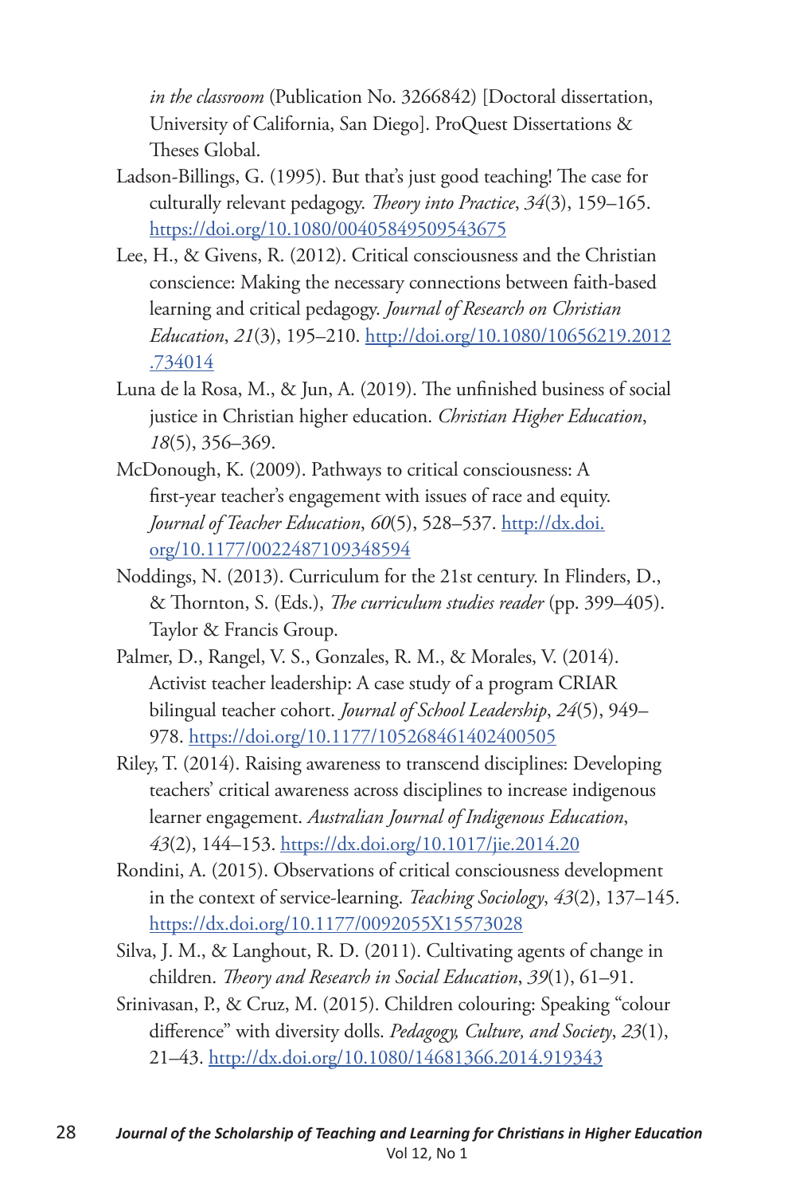*in the classroom* (Publication No. 3266842) [Doctoral dissertation, University of California, San Diego]. ProQuest Dissertations & Theses Global.

Ladson-Billings, G. (1995). But that's just good teaching! The case for culturally relevant pedagogy. *Theory into Practice*, *34*(3), 159–165. https://doi.org/10.1080/00405849509543675

Lee, H., & Givens, R. (2012). Critical consciousness and the Christian conscience: Making the necessary connections between faith-based learning and critical pedagogy. *Journal of Research on Christian Education*, *21*(3), 195–210. http://doi.org/10.1080/10656219.2012.734014

Luna de la Rosa, M., & Jun, A. (2019). The unfinished business of social justice in Christian higher education. *Christian Higher Education*, *18*(5), 356–369.

McDonough, K. (2009). Pathways to critical consciousness: A first-year teacher's engagement with issues of race and equity. *Journal of Teacher Education*, *60*(5), 528–537. http://dx.doi.org/10.1177/0022487109348594

Noddings, N. (2013). Curriculum for the 21st century. In Flinders, D., & Thornton, S. (Eds.), *The curriculum studies reader* (pp. 399–405). Taylor & Francis Group.

Palmer, D., Rangel, V. S., Gonzales, R. M., & Morales, V. (2014). Activist teacher leadership: A case study of a program CRIAR bilingual teacher cohort. *Journal of School Leadership*, *24*(5), 949–978. https://doi.org/10.1177/105268461402400505

Riley, T. (2014). Raising awareness to transcend disciplines: Developing teachers' critical awareness across disciplines to increase indigenous learner engagement. *Australian Journal of Indigenous Education*, *43*(2), 144–153. https://dx.doi.org/10.1017/jie.2014.20

Rondini, A. (2015). Observations of critical consciousness development in the context of service-learning. *Teaching Sociology*, *43*(2), 137–145. https://dx.doi.org/10.1177/0092055X15573028

Silva, J. M., & Langhout, R. D. (2011). Cultivating agents of change in children. *Theory and Research in Social Education*, *39*(1), 61–91.

Srinivasan, P., & Cruz, M. (2015). Children colouring: Speaking "colour difference" with diversity dolls. *Pedagogy, Culture, and Society*, *23*(1), 21–43. http://dx.doi.org/10.1080/14681366.2014.919343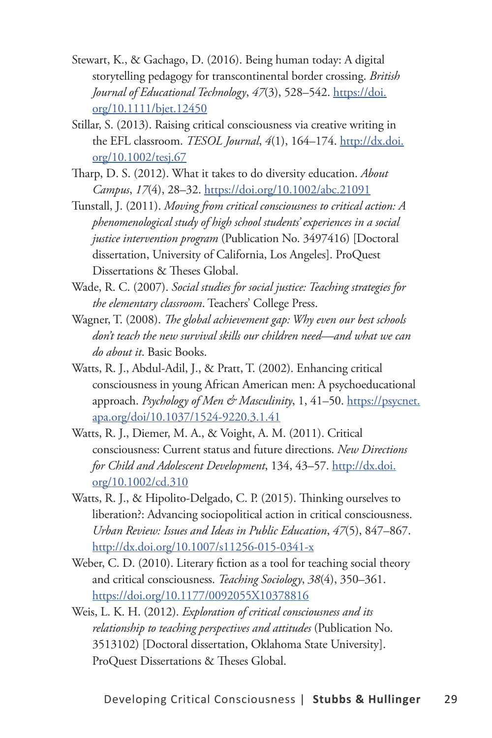Stewart, K., & Gachago, D. (2016). Being human today: A digital storytelling pedagogy for transcontinental border crossing. *British Journal of Educational Technology*, *47*(3), 528–542. https://doi.org/10.1111/bjet.12450

Stillar, S. (2013). Raising critical consciousness via creative writing in the EFL classroom. *TESOL Journal*, *4*(1), 164–174. http://dx.doi.org/10.1002/tesj.67

Tharp, D. S. (2012). What it takes to do diversity education. *About Campus*, *17*(4), 28–32. https://doi.org/10.1002/abc.21091

Tunstall, J. (2011). *Moving from critical consciousness to critical action: A phenomenological study of high school students' experiences in a social justice intervention program* (Publication No. 3497416) [Doctoral dissertation, University of California, Los Angeles]. ProQuest Dissertations & Theses Global.

Wade, R. C. (2007). *Social studies for social justice: Teaching strategies for the elementary classroom*. Teachers' College Press.

Wagner, T. (2008). *The global achievement gap: Why even our best schools don't teach the new survival skills our children need—and what we can do about it*. Basic Books.

Watts, R. J., Abdul-Adil, J., & Pratt, T. (2002). Enhancing critical consciousness in young African American men: A psychoeducational approach. *Psychology of Men & Masculinity*, 1, 41–50. https://psycnet.apa.org/doi/10.1037/1524-9220.3.1.41

Watts, R. J., Diemer, M. A., & Voight, A. M. (2011). Critical consciousness: Current status and future directions. *New Directions for Child and Adolescent Development*, 134, 43–57. http://dx.doi.org/10.1002/cd.310

Watts, R. J., & Hipolito-Delgado, C. P. (2015). Thinking ourselves to liberation?: Advancing sociopolitical action in critical consciousness. *Urban Review: Issues and Ideas in Public Education*, *47*(5), 847–867. http://dx.doi.org/10.1007/s11256-015-0341-x

Weber, C. D. (2010). Literary fiction as a tool for teaching social theory and critical consciousness. *Teaching Sociology*, *38*(4), 350–361. https://doi.org/10.1177/0092055X10378816

Weis, L. K. H. (2012). *Exploration of critical consciousness and its relationship to teaching perspectives and attitudes* (Publication No. 3513102) [Doctoral dissertation, Oklahoma State University]. ProQuest Dissertations & Theses Global.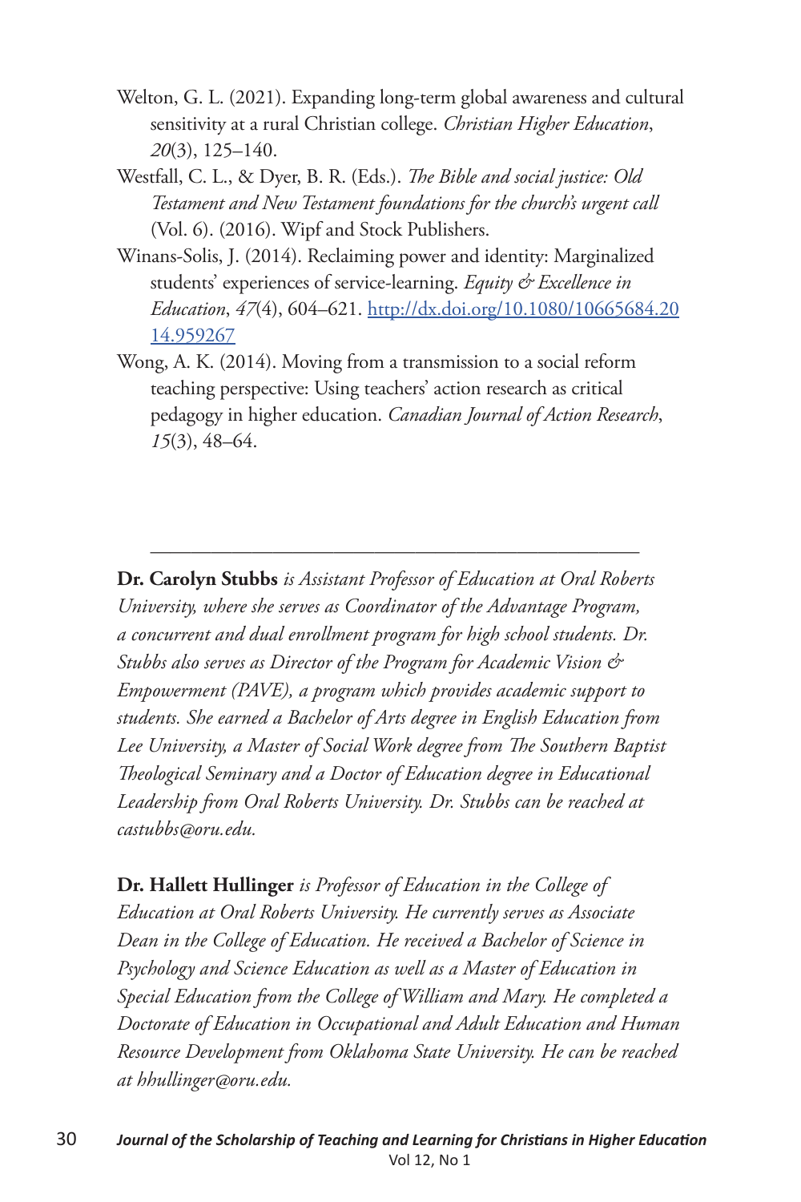Welton, G. L. (2021). Expanding long-term global awareness and cultural sensitivity at a rural Christian college. *Christian Higher Education*, *20*(3), 125–140.

Westfall, C. L., & Dyer, B. R. (Eds.). *The Bible and social justice: Old Testament and New Testament foundations for the church's urgent call* (Vol. 6). (2016). Wipf and Stock Publishers.

Winans-Solis, J. (2014). Reclaiming power and identity: Marginalized students' experiences of service-learning. *Equity & Excellence in Education*, *47*(4), 604–621. http://dx.doi.org/10.1080/10665684.2014.959267

Wong, A. K. (2014). Moving from a transmission to a social reform teaching perspective: Using teachers' action research as critical pedagogy in higher education. *Canadian Journal of Action Research*, *15*(3), 48–64.

---

**Dr. Carolyn Stubbs** *is Assistant Professor of Education at Oral Roberts University, where she serves as Coordinator of the Advantage Program, a concurrent and dual enrollment program for high school students. Dr. Stubbs also serves as Director of the Program for Academic Vision & Empowerment (PAVE), a program which provides academic support to students. She earned a Bachelor of Arts degree in English Education from Lee University, a Master of Social Work degree from The Southern Baptist Theological Seminary and a Doctor of Education degree in Educational Leadership from Oral Roberts University. Dr. Stubbs can be reached at castubbs@oru.edu.*

**Dr. Hallett Hullinger** *is Professor of Education in the College of Education at Oral Roberts University. He currently serves as Associate Dean in the College of Education. He received a Bachelor of Science in Psychology and Science Education as well as a Master of Education in Special Education from the College of William and Mary. He completed a Doctorate of Education in Occupational and Adult Education and Human Resource Development from Oklahoma State University. He can be reached at hhullinger@oru.edu.*